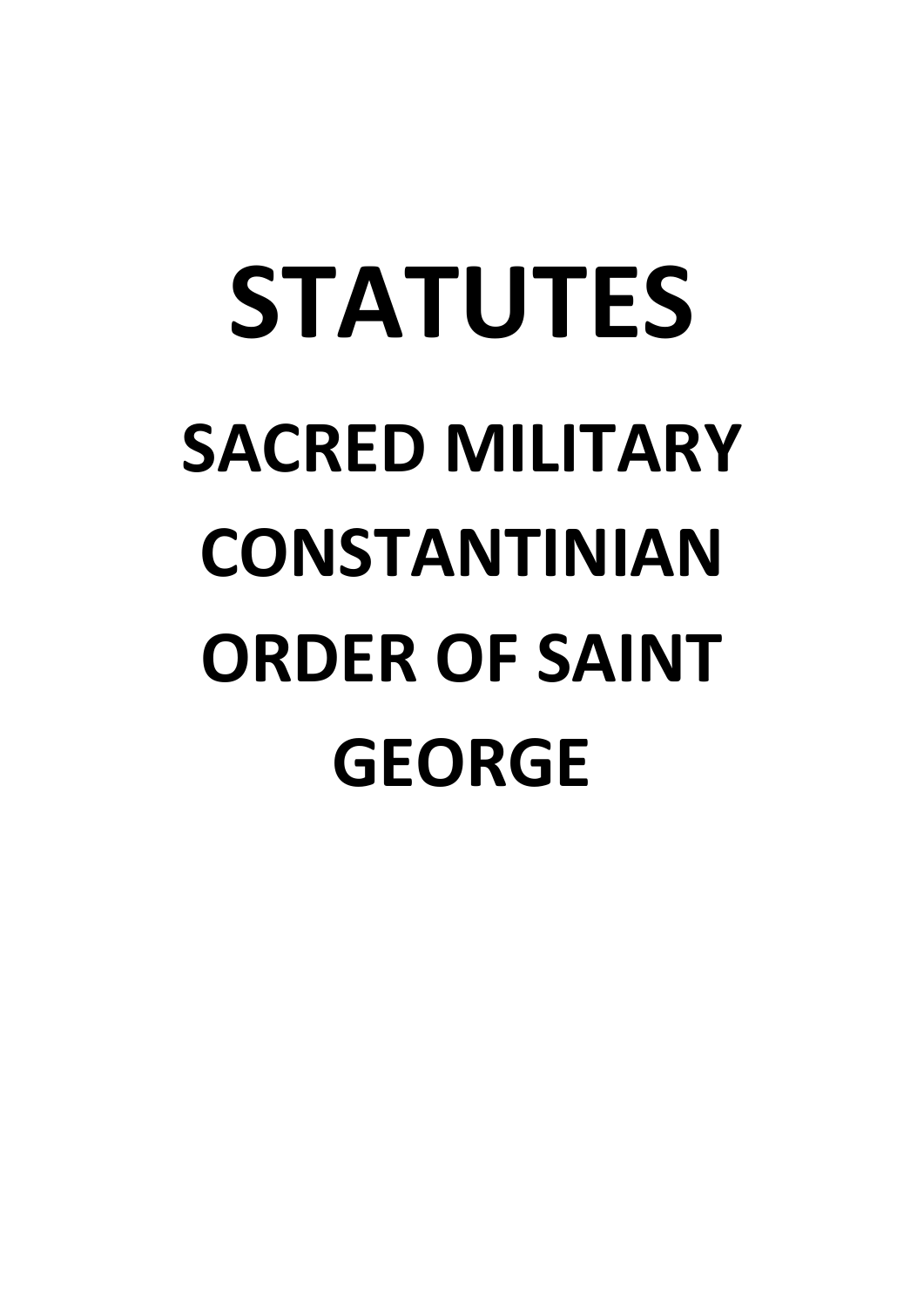# STATUTES

## SACRED MILITARY CONSTANTINIAN ORDER OF SAINT GEORGE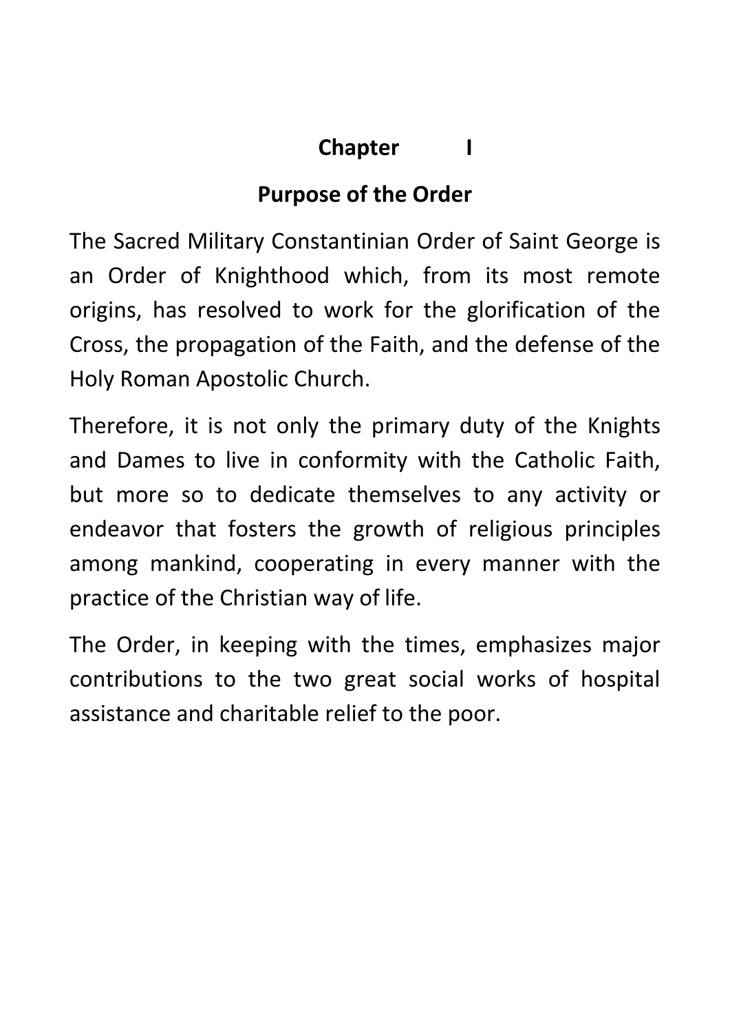## Chapter I

## Purpose of the Order

The Sacred Military Constantinian Order of Saint George is an Order of Knighthood which, from its most remote origins, has resolved to work for the glorification of the Cross, the propagation of the Faith, and the defense of the Holy Roman Apostolic Church.

Therefore, it is not only the primary duty of the Knights and Dames to live in conformity with the Catholic Faith, but more so to dedicate themselves to any activity or endeavor that fosters the growth of religious principles among mankind, cooperating in every manner with the practice of the Christian way of life.

The Order, in keeping with the times, emphasizes major contributions to the two great social works of hospital assistance and charitable relief to the poor.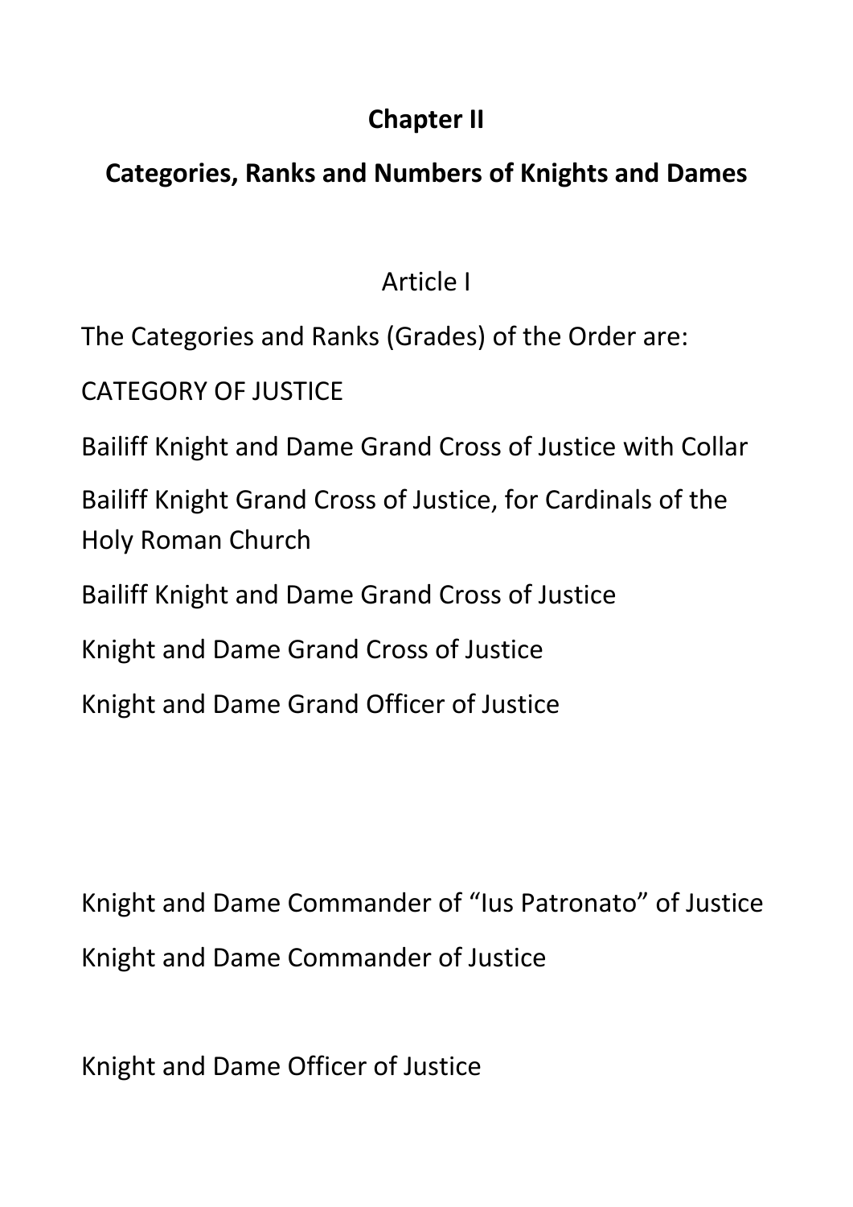## Chapter II

## Categories, Ranks and Numbers of Knights and Dames

Article I

The Categories and Ranks (Grades) of the Order are:

CATEGORY OF JUSTICE

Bailiff Knight and Dame Grand Cross of Justice with Collar

Bailiff Knight Grand Cross of Justice, for Cardinals of the Holy Roman Church

Bailiff Knight and Dame Grand Cross of Justice

Knight and Dame Grand Cross of Justice

Knight and Dame Grand Officer of Justice

Knight and Dame Commander of "Ius Patronato" of Justice

Knight and Dame Commander of Justice

Knight and Dame Officer of Justice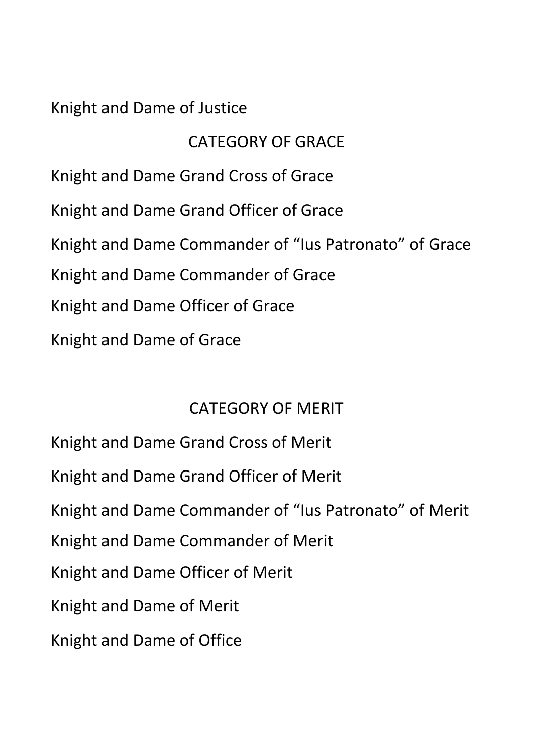Knight and Dame of Justice

## CATEGORY OF GRACE

Knight and Dame Grand Cross of Grace

Knight and Dame Grand Officer of Grace

Knight and Dame Commander of “Ius Patronato” of Grace

Knight and Dame Commander of Grace

Knight and Dame Officer of Grace

Knight and Dame of Grace

## CATEGORY OF MERIT

Knight and Dame Grand Cross of Merit

Knight and Dame Grand Officer of Merit

Knight and Dame Commander of “Ius Patronato” of Merit

Knight and Dame Commander of Merit

Knight and Dame Officer of Merit

Knight and Dame of Merit

Knight and Dame of Office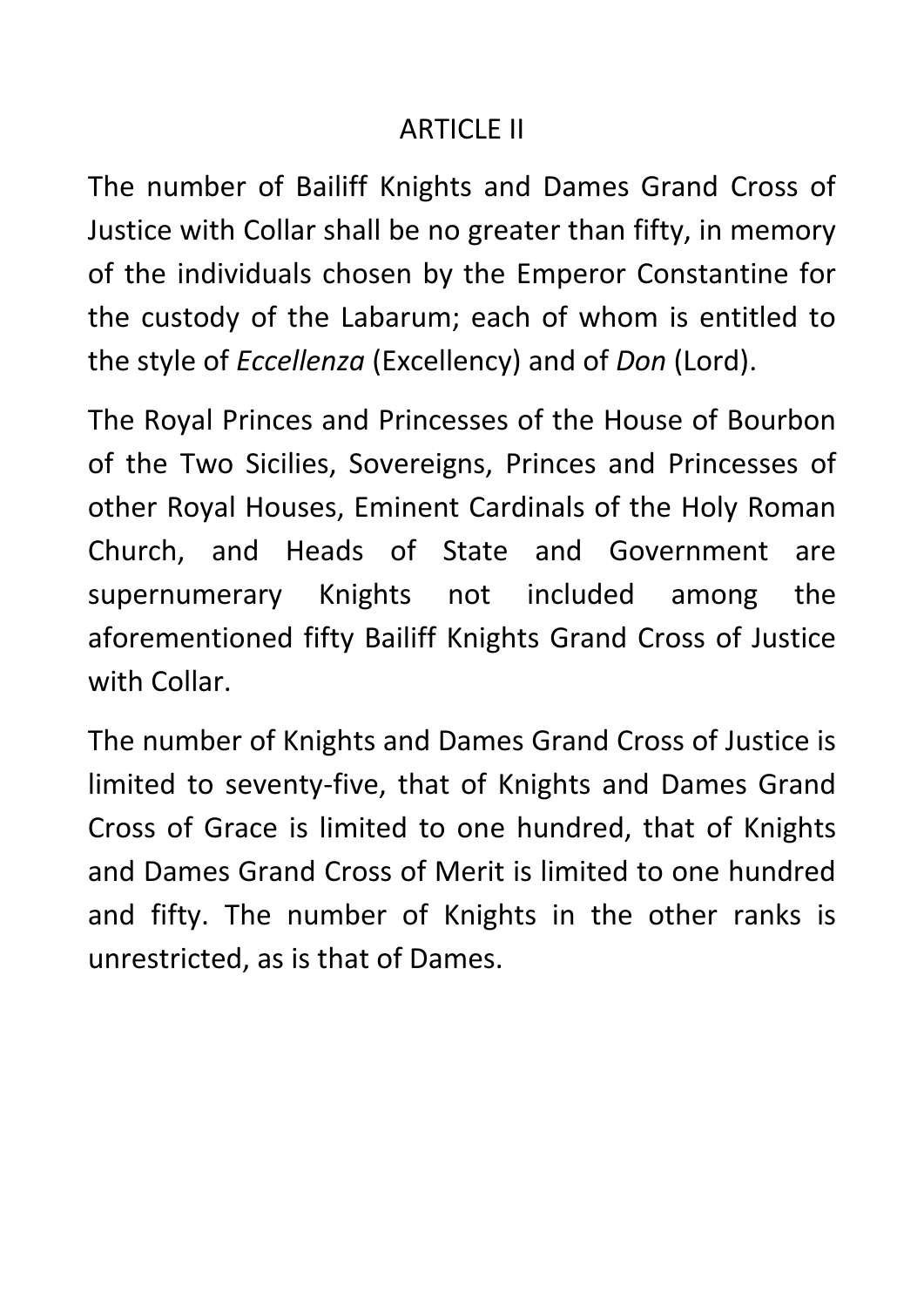## ARTICLE II

The number of Bailiff Knights and Dames Grand Cross of Justice with Collar shall be no greater than fifty, in memory of the individuals chosen by the Emperor Constantine for the custody of the Labarum; each of whom is entitled to the style of *Eccellenza* (Excellency) and of *Don* (Lord).

The Royal Princes and Princesses of the House of Bourbon of the Two Sicilies, Sovereigns, Princes and Princesses of other Royal Houses, Eminent Cardinals of the Holy Roman Church, and Heads of State and Government are supernumerary Knights not included among the aforementioned fifty Bailiff Knights Grand Cross of Justice with Collar.

The number of Knights and Dames Grand Cross of Justice is limited to seventy-five, that of Knights and Dames Grand Cross of Grace is limited to one hundred, that of Knights and Dames Grand Cross of Merit is limited to one hundred and fifty. The number of Knights in the other ranks is unrestricted, as is that of Dames.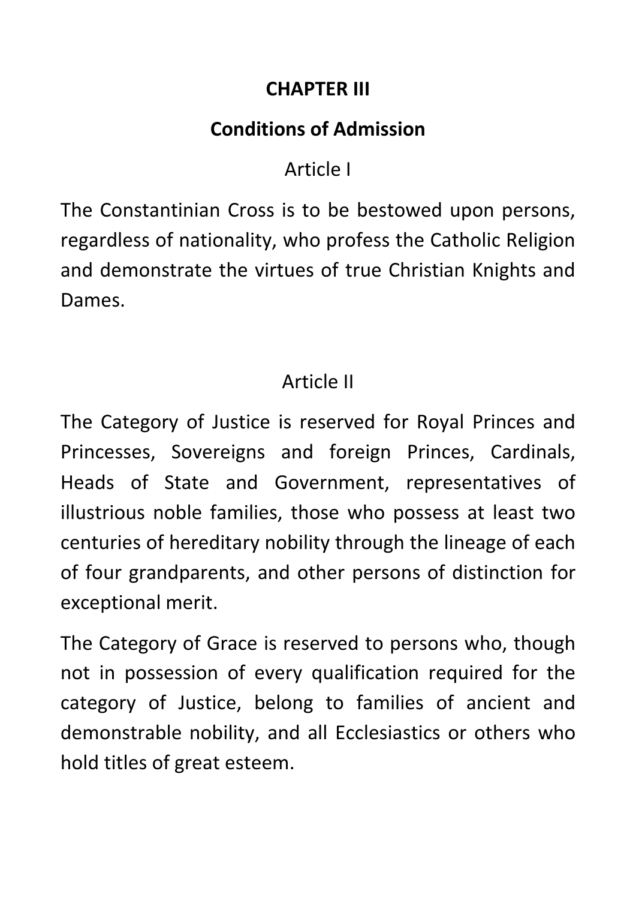## CHAPTER III

## Conditions of Admission

### Article I

The Constantinian Cross is to be bestowed upon persons, regardless of nationality, who profess the Catholic Religion and demonstrate the virtues of true Christian Knights and Dames.

### Article II

The Category of Justice is reserved for Royal Princes and Princesses, Sovereigns and foreign Princes, Cardinals, Heads of State and Government, representatives of illustrious noble families, those who possess at least two centuries of hereditary nobility through the lineage of each of four grandparents, and other persons of distinction for exceptional merit.

The Category of Grace is reserved to persons who, though not in possession of every qualification required for the category of Justice, belong to families of ancient and demonstrable nobility, and all Ecclesiastics or others who hold titles of great esteem.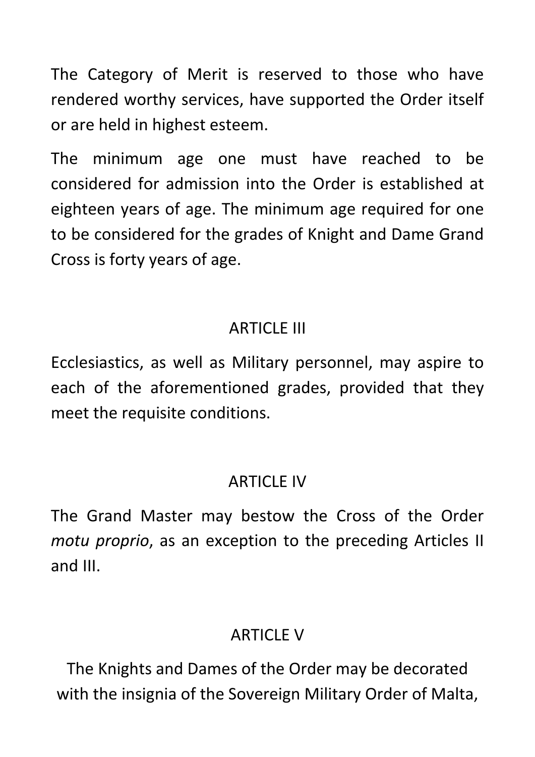The Category of Merit is reserved to those who have rendered worthy services, have supported the Order itself or are held in highest esteem.

The minimum age one must have reached to be considered for admission into the Order is established at eighteen years of age. The minimum age required for one to be considered for the grades of Knight and Dame Grand Cross is forty years of age.

## ARTICLE III

Ecclesiastics, as well as Military personnel, may aspire to each of the aforementioned grades, provided that they meet the requisite conditions.

## ARTICLE IV

The Grand Master may bestow the Cross of the Order *motu proprio*, as an exception to the preceding Articles II and III.

## ARTICLE V

The Knights and Dames of the Order may be decorated with the insignia of the Sovereign Military Order of Malta,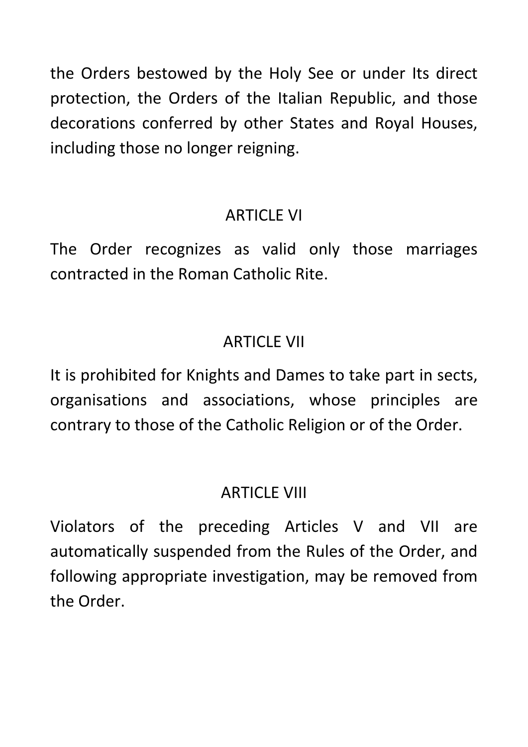the Orders bestowed by the Holy See or under Its direct protection, the Orders of the Italian Republic, and those decorations conferred by other States and Royal Houses, including those no longer reigning.

## ARTICLE VI

The Order recognizes as valid only those marriages contracted in the Roman Catholic Rite.

## ARTICLE VII

It is prohibited for Knights and Dames to take part in sects, organisations and associations, whose principles are contrary to those of the Catholic Religion or of the Order.

## ARTICLE VIII

Violators of the preceding Articles V and VII are automatically suspended from the Rules of the Order, and following appropriate investigation, may be removed from the Order.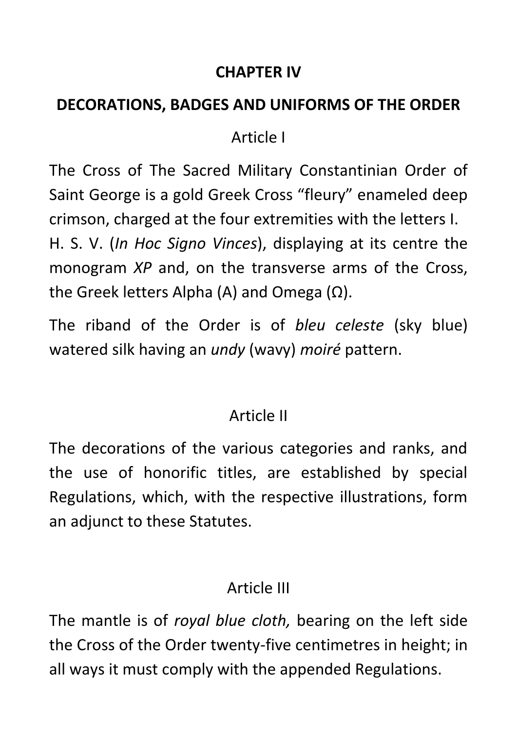## CHAPTER IV

## DECORATIONS, BADGES AND UNIFORMS OF THE ORDER

### Article I

The Cross of The Sacred Military Constantinian Order of Saint George is a gold Greek Cross “fleury” enameled deep crimson, charged at the four extremities with the letters I. H. S. V. (*In Hoc Signo Vinces*), displaying at its centre the monogram *XP* and, on the transverse arms of the Cross, the Greek letters Alpha (A) and Omega (Ω).

The riband of the Order is of *bleu celeste* (sky blue) watered silk having an *undy* (wavy) *moiré* pattern.

### Article II

The decorations of the various categories and ranks, and the use of honorific titles, are established by special Regulations, which, with the respective illustrations, form an adjunct to these Statutes.

### Article III

The mantle is of *royal blue cloth,* bearing on the left side the Cross of the Order twenty-five centimetres in height; in all ways it must comply with the appended Regulations.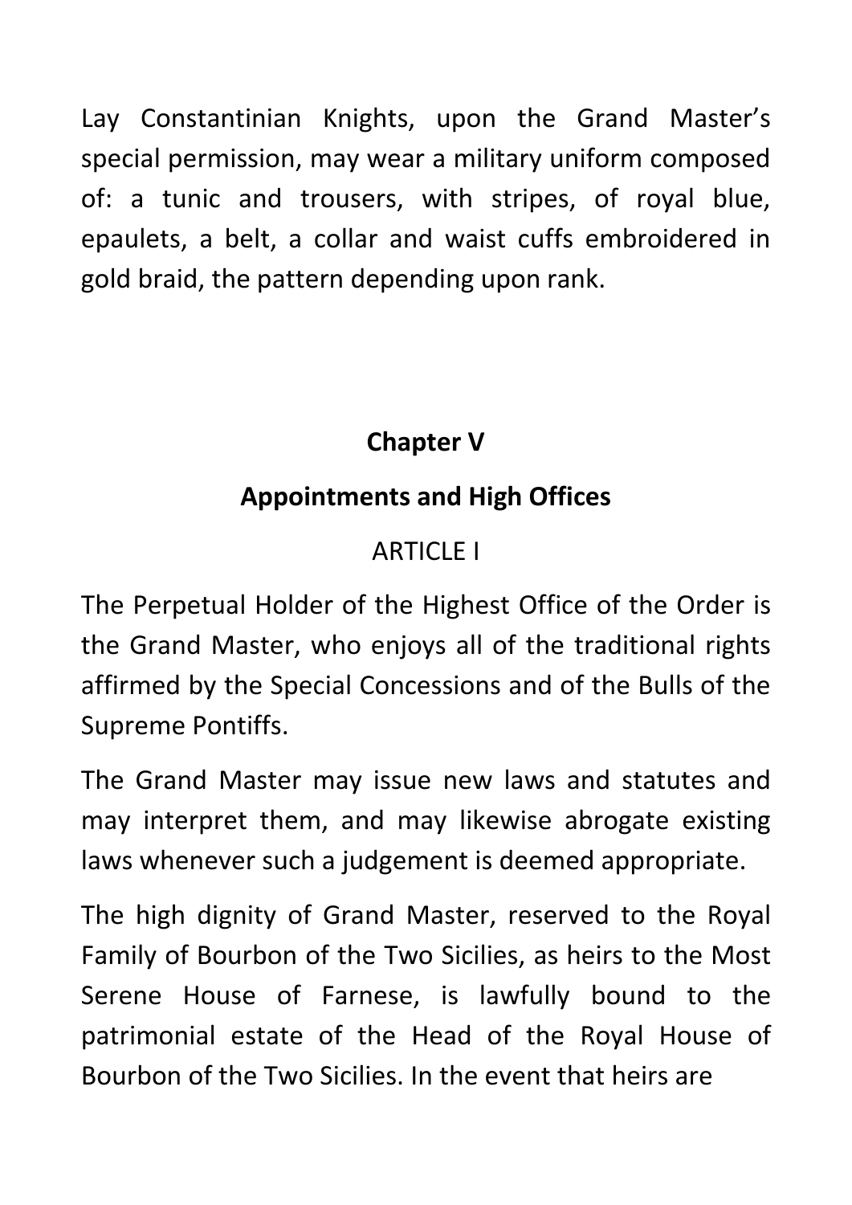Lay Constantinian Knights, upon the Grand Master's special permission, may wear a military uniform composed of: a tunic and trousers, with stripes, of royal blue, epaulets, a belt, a collar and waist cuffs embroidered in gold braid, the pattern depending upon rank.

## Chapter V

## Appointments and High Offices

### ARTICLE I

The Perpetual Holder of the Highest Office of the Order is the Grand Master, who enjoys all of the traditional rights affirmed by the Special Concessions and of the Bulls of the Supreme Pontiffs.

The Grand Master may issue new laws and statutes and may interpret them, and may likewise abrogate existing laws whenever such a judgement is deemed appropriate.

The high dignity of Grand Master, reserved to the Royal Family of Bourbon of the Two Sicilies, as heirs to the Most Serene House of Farnese, is lawfully bound to the patrimonial estate of the Head of the Royal House of Bourbon of the Two Sicilies. In the event that heirs are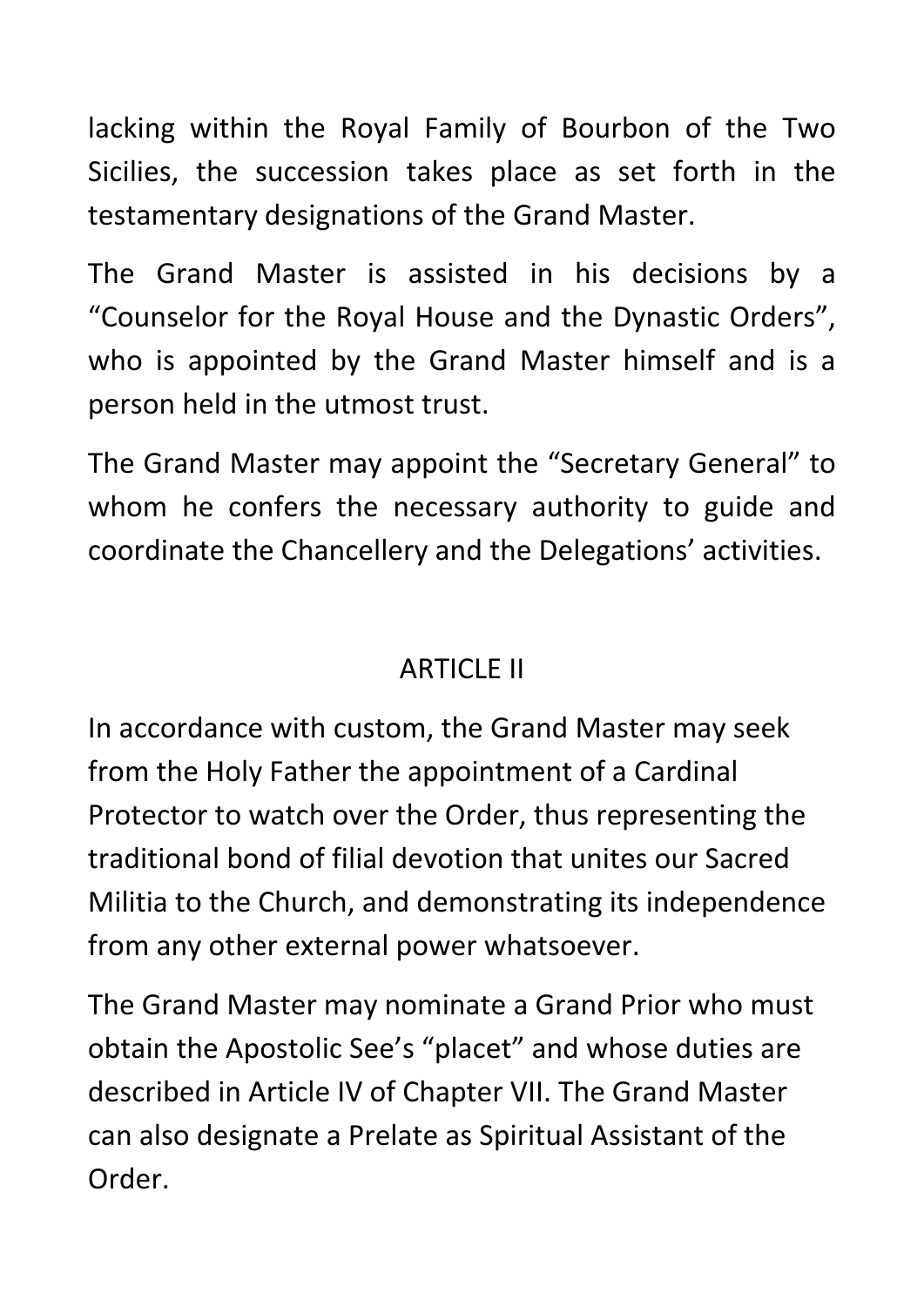lacking within the Royal Family of Bourbon of the Two Sicilies, the succession takes place as set forth in the testamentary designations of the Grand Master.

The Grand Master is assisted in his decisions by a “Counselor for the Royal House and the Dynastic Orders”, who is appointed by the Grand Master himself and is a person held in the utmost trust.

The Grand Master may appoint the “Secretary General” to whom he confers the necessary authority to guide and coordinate the Chancellery and the Delegations’ activities.

## ARTICLE II

In accordance with custom, the Grand Master may seek from the Holy Father the appointment of a Cardinal Protector to watch over the Order, thus representing the traditional bond of filial devotion that unites our Sacred Militia to the Church, and demonstrating its independence from any other external power whatsoever.

The Grand Master may nominate a Grand Prior who must obtain the Apostolic See’s “placet” and whose duties are described in Article IV of Chapter VII. The Grand Master can also designate a Prelate as Spiritual Assistant of the Order.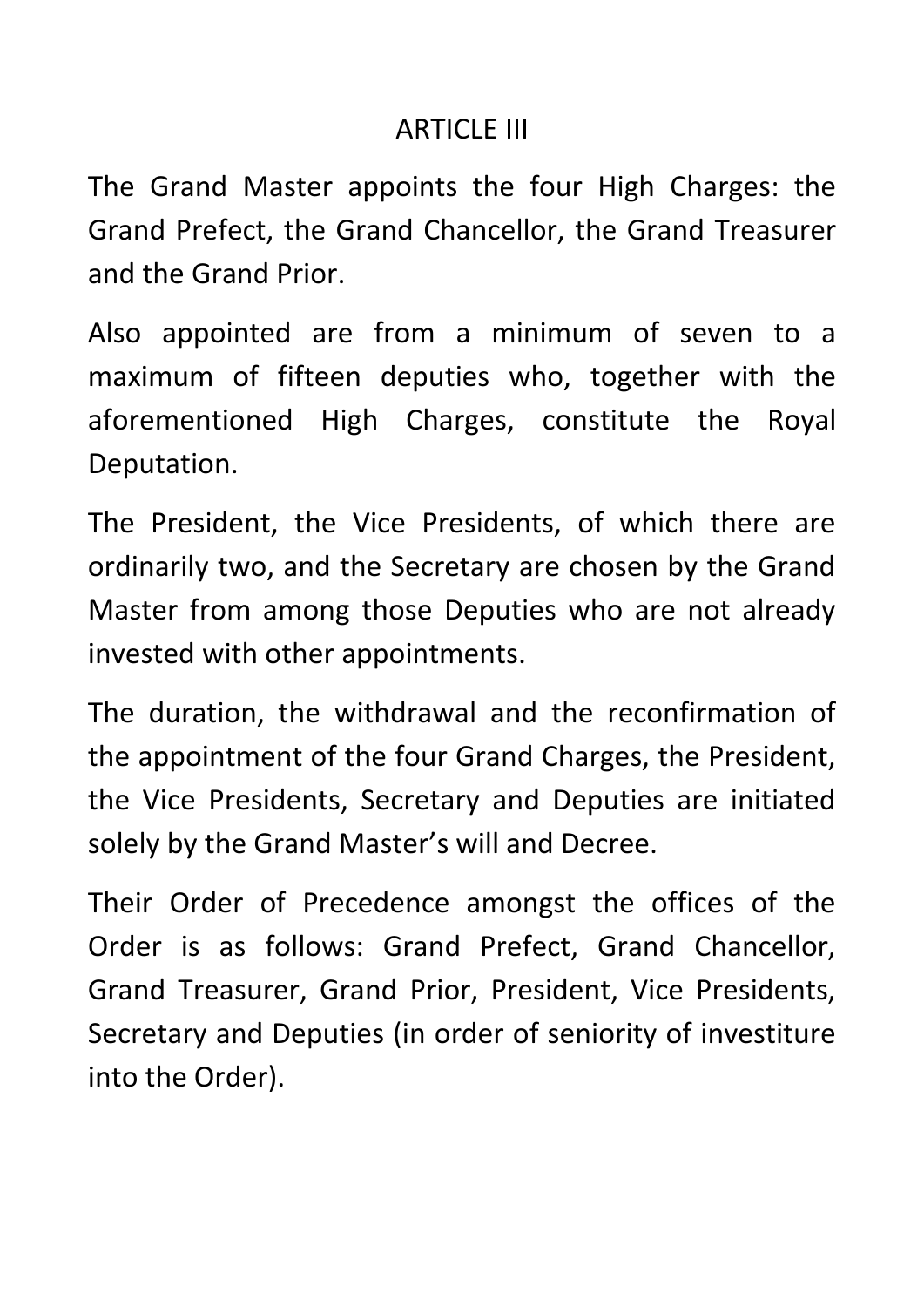## ARTICLE III

The Grand Master appoints the four High Charges: the Grand Prefect, the Grand Chancellor, the Grand Treasurer and the Grand Prior.

Also appointed are from a minimum of seven to a maximum of fifteen deputies who, together with the aforementioned High Charges, constitute the Royal Deputation.

The President, the Vice Presidents, of which there are ordinarily two, and the Secretary are chosen by the Grand Master from among those Deputies who are not already invested with other appointments.

The duration, the withdrawal and the reconfirmation of the appointment of the four Grand Charges, the President, the Vice Presidents, Secretary and Deputies are initiated solely by the Grand Master's will and Decree.

Their Order of Precedence amongst the offices of the Order is as follows: Grand Prefect, Grand Chancellor, Grand Treasurer, Grand Prior, President, Vice Presidents, Secretary and Deputies (in order of seniority of investiture into the Order).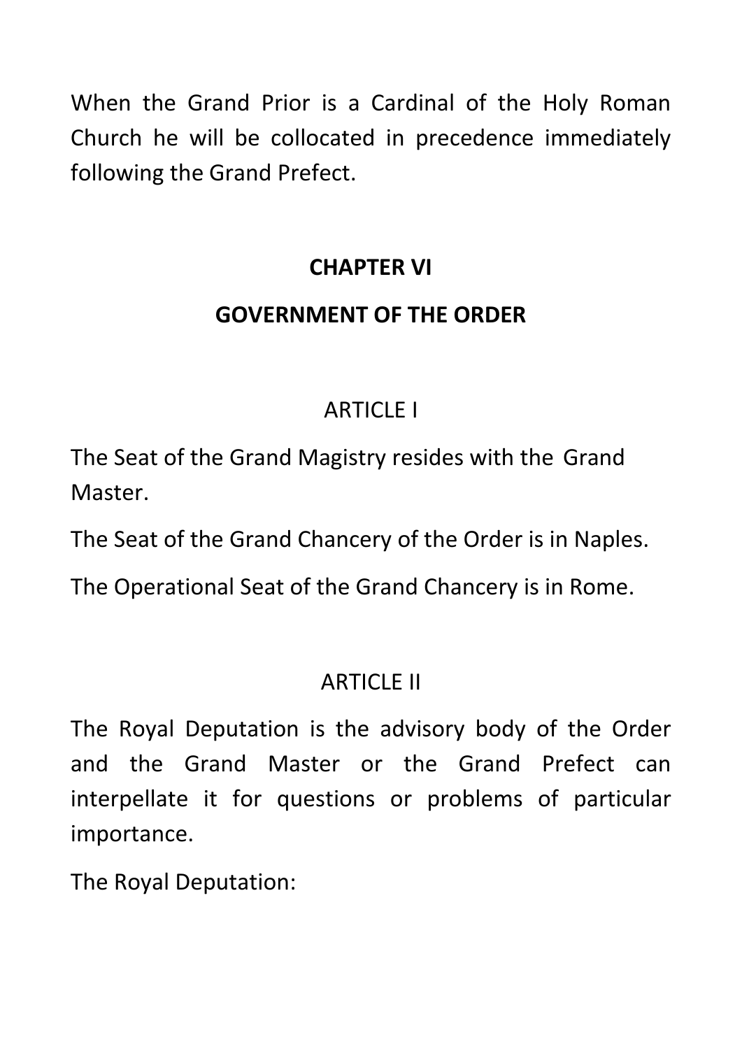When the Grand Prior is a Cardinal of the Holy Roman Church he will be collocated in precedence immediately following the Grand Prefect.

## CHAPTER VI

## GOVERNMENT OF THE ORDER

### ARTICLE I

The Seat of the Grand Magistry resides with the Grand Master.

The Seat of the Grand Chancery of the Order is in Naples.

The Operational Seat of the Grand Chancery is in Rome.

### ARTICLE II

The Royal Deputation is the advisory body of the Order and the Grand Master or the Grand Prefect can interpellate it for questions or problems of particular importance.

The Royal Deputation: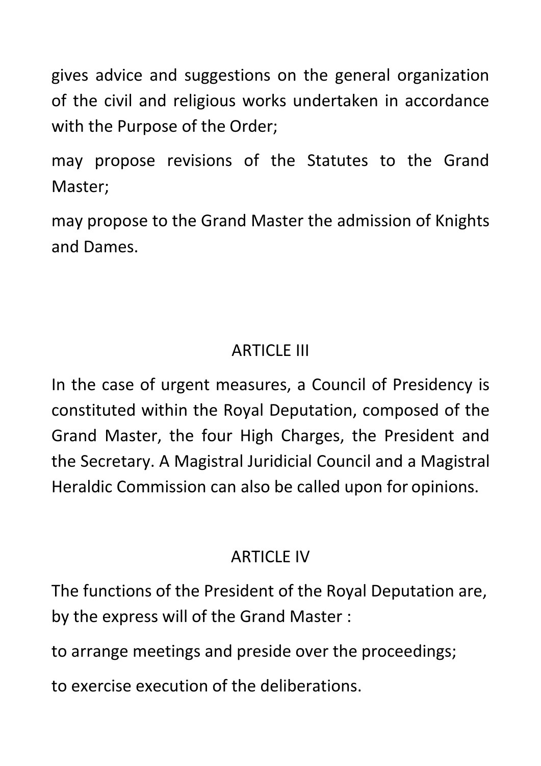gives advice and suggestions on the general organization of the civil and religious works undertaken in accordance with the Purpose of the Order;

may propose revisions of the Statutes to the Grand Master;

may propose to the Grand Master the admission of Knights and Dames.

## ARTICLE III

In the case of urgent measures, a Council of Presidency is constituted within the Royal Deputation, composed of the Grand Master, the four High Charges, the President and the Secretary. A Magistral Juridicial Council and a Magistral Heraldic Commission can also be called upon for opinions.

## ARTICLE IV

The functions of the President of the Royal Deputation are, by the express will of the Grand Master :

to arrange meetings and preside over the proceedings;

to exercise execution of the deliberations.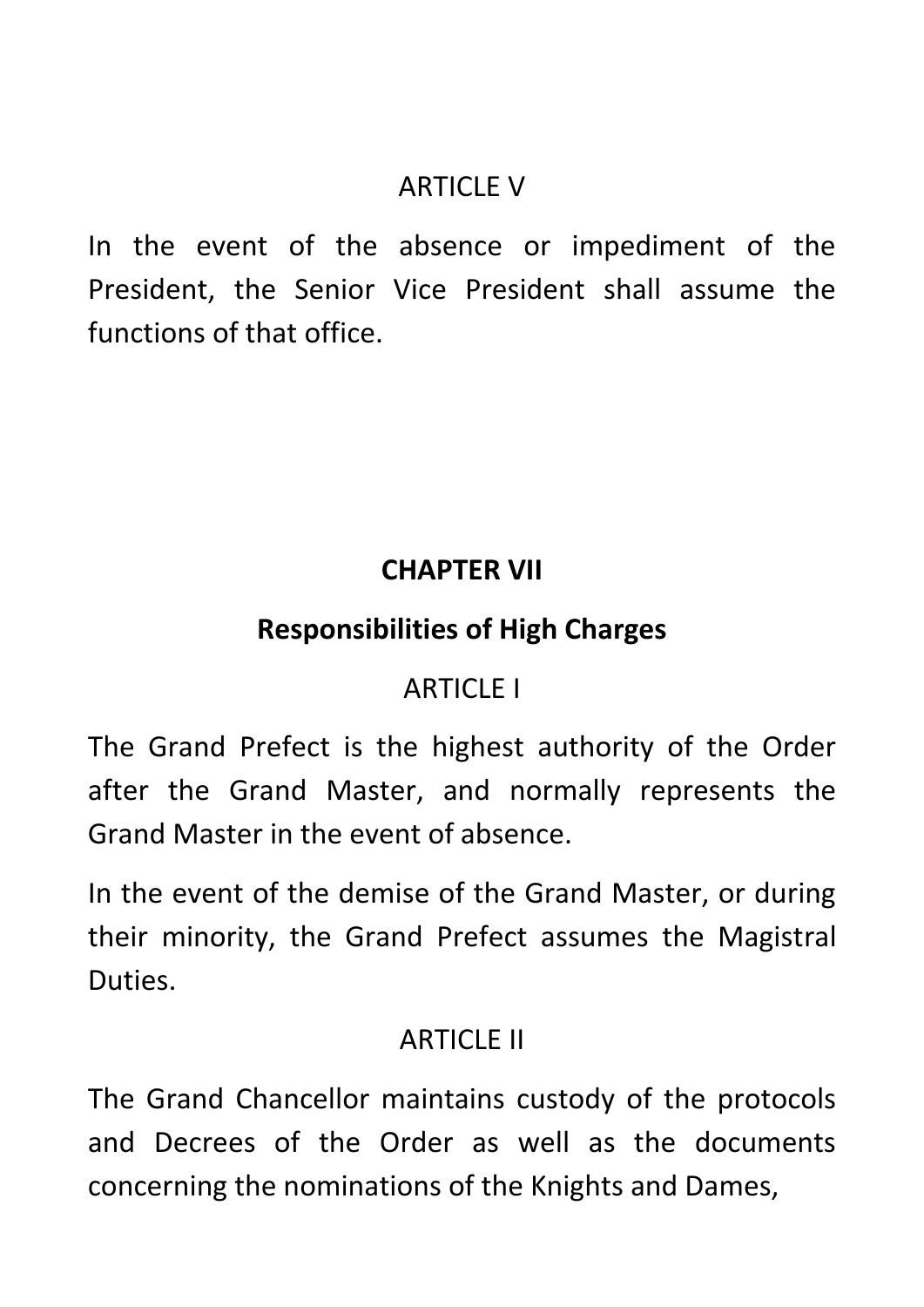ARTICLE V

In the event of the absence or impediment of the President, the Senior Vice President shall assume the functions of that office.

## CHAPTER VII

### Responsibilities of High Charges

ARTICLE I

The Grand Prefect is the highest authority of the Order after the Grand Master, and normally represents the Grand Master in the event of absence.

In the event of the demise of the Grand Master, or during their minority, the Grand Prefect assumes the Magistral Duties.

ARTICLE II

The Grand Chancellor maintains custody of the protocols and Decrees of the Order as well as the documents concerning the nominations of the Knights and Dames,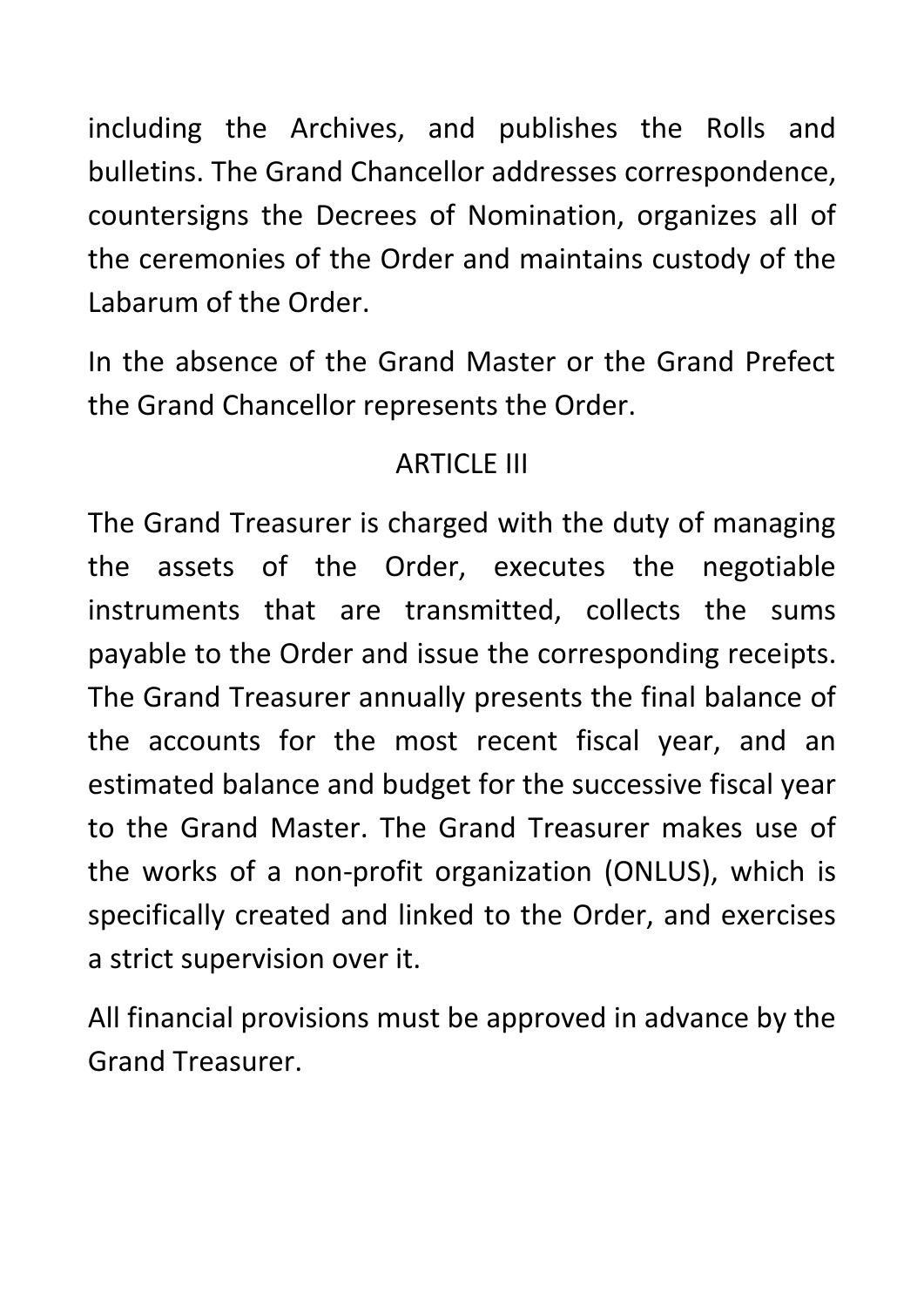including the Archives, and publishes the Rolls and bulletins. The Grand Chancellor addresses correspondence, countersigns the Decrees of Nomination, organizes all of the ceremonies of the Order and maintains custody of the Labarum of the Order.

In the absence of the Grand Master or the Grand Prefect the Grand Chancellor represents the Order.

## ARTICLE III

The Grand Treasurer is charged with the duty of managing the assets of the Order, executes the negotiable instruments that are transmitted, collects the sums payable to the Order and issue the corresponding receipts. The Grand Treasurer annually presents the final balance of the accounts for the most recent fiscal year, and an estimated balance and budget for the successive fiscal year to the Grand Master. The Grand Treasurer makes use of the works of a non-profit organization (ONLUS), which is specifically created and linked to the Order, and exercises a strict supervision over it.

All financial provisions must be approved in advance by the Grand Treasurer.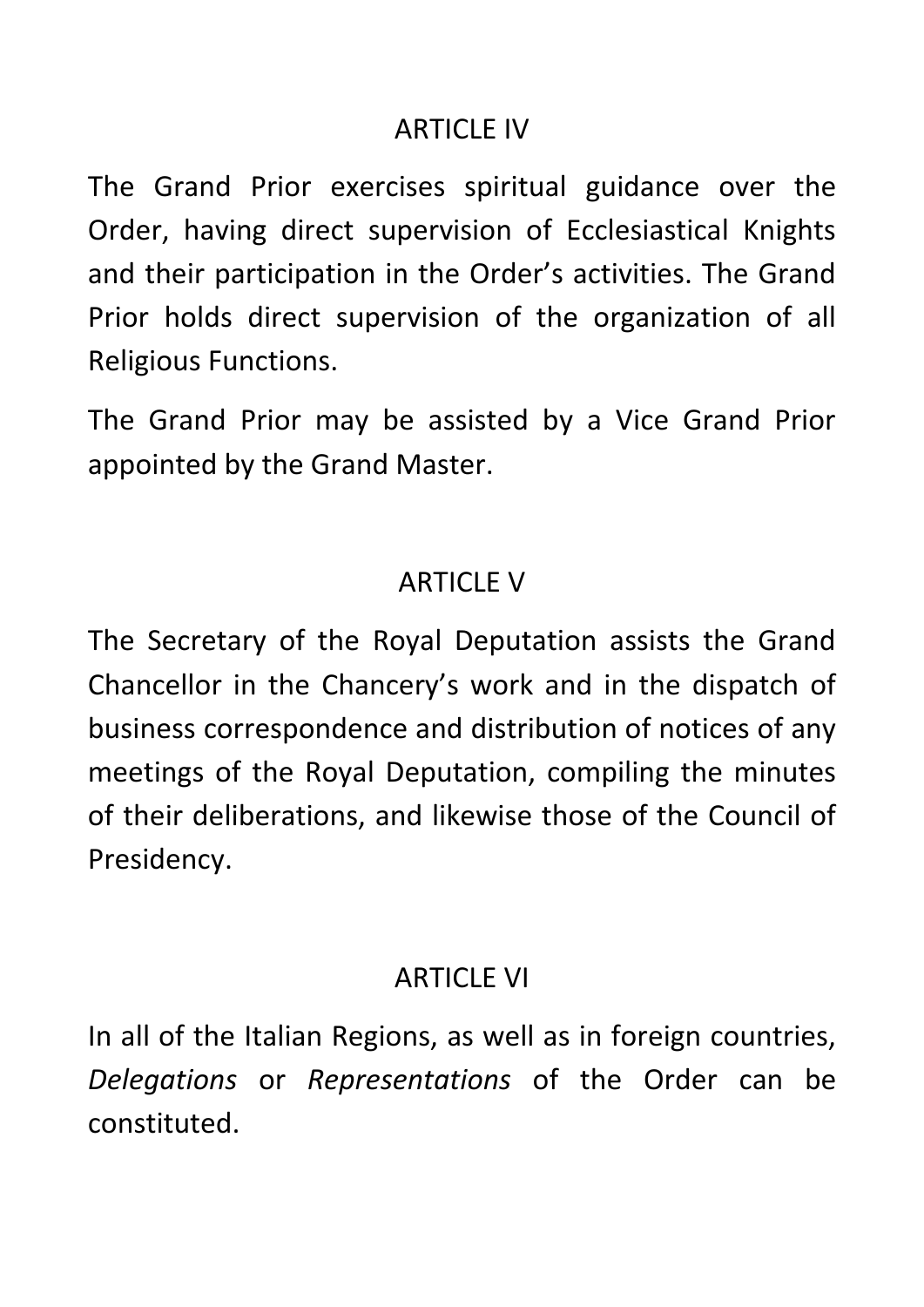## ARTICLE IV

The Grand Prior exercises spiritual guidance over the Order, having direct supervision of Ecclesiastical Knights and their participation in the Order's activities. The Grand Prior holds direct supervision of the organization of all Religious Functions.

The Grand Prior may be assisted by a Vice Grand Prior appointed by the Grand Master.

## ARTICLE V

The Secretary of the Royal Deputation assists the Grand Chancellor in the Chancery's work and in the dispatch of business correspondence and distribution of notices of any meetings of the Royal Deputation, compiling the minutes of their deliberations, and likewise those of the Council of Presidency.

## ARTICLE VI

In all of the Italian Regions, as well as in foreign countries, *Delegations* or *Representations* of the Order can be constituted.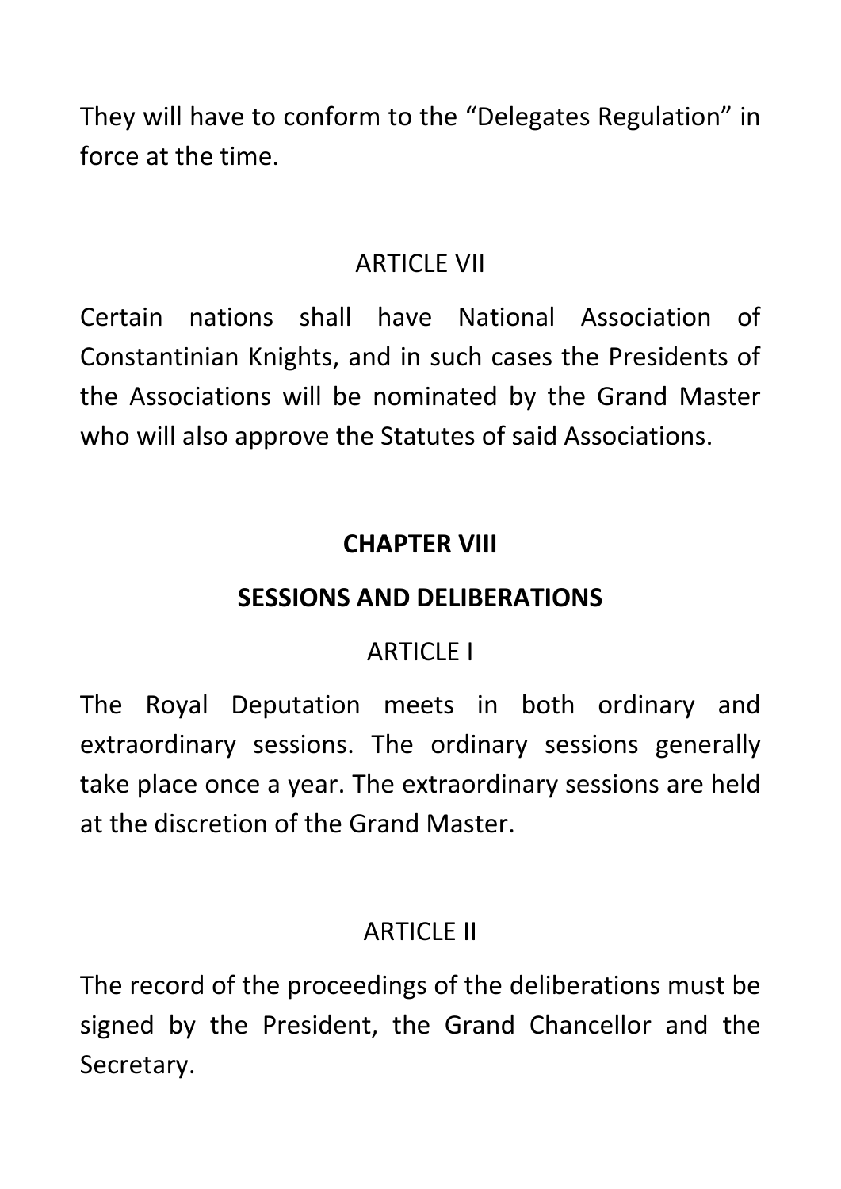They will have to conform to the "Delegates Regulation" in force at the time.

ARTICLE VII

Certain nations shall have National Association of Constantinian Knights, and in such cases the Presidents of the Associations will be nominated by the Grand Master who will also approve the Statutes of said Associations.

## CHAPTER VIII

## SESSIONS AND DELIBERATIONS

ARTICLE I

The Royal Deputation meets in both ordinary and extraordinary sessions. The ordinary sessions generally take place once a year. The extraordinary sessions are held at the discretion of the Grand Master.

ARTICLE II

The record of the proceedings of the deliberations must be signed by the President, the Grand Chancellor and the Secretary.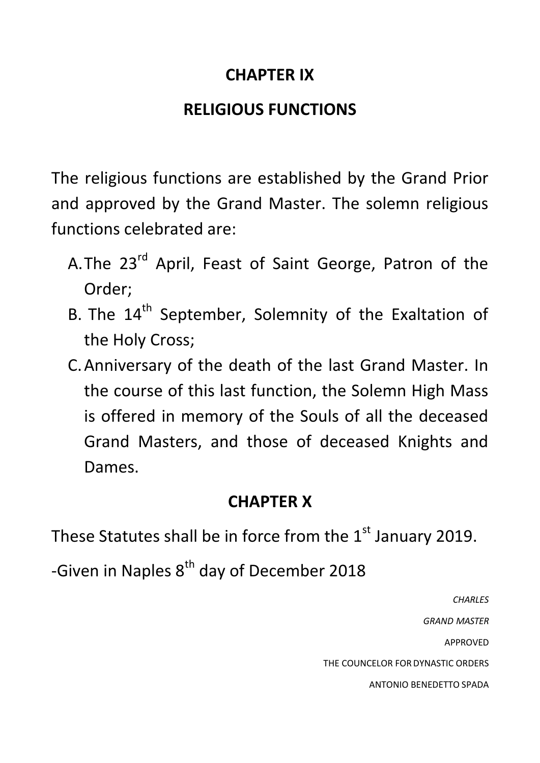## CHAPTER IX

## RELIGIOUS FUNCTIONS

The religious functions are established by the Grand Prior and approved by the Grand Master. The solemn religious functions celebrated are:

A. The 23rd April, Feast of Saint George, Patron of the Order;
B. The 14th September, Solemnity of the Exaltation of the Holy Cross;
C. Anniversary of the death of the last Grand Master. In the course of this last function, the Solemn High Mass is offered in memory of the Souls of all the deceased Grand Masters, and those of deceased Knights and Dames.

## CHAPTER X

These Statutes shall be in force from the 1st January 2019.

-Given in Naples 8th day of December 2018

*CHARLES*

*GRAND MASTER*

APPROVED

THE COUNCELOR FOR DYNASTIC ORDERS

ANTONIO BENEDETTO SPADA